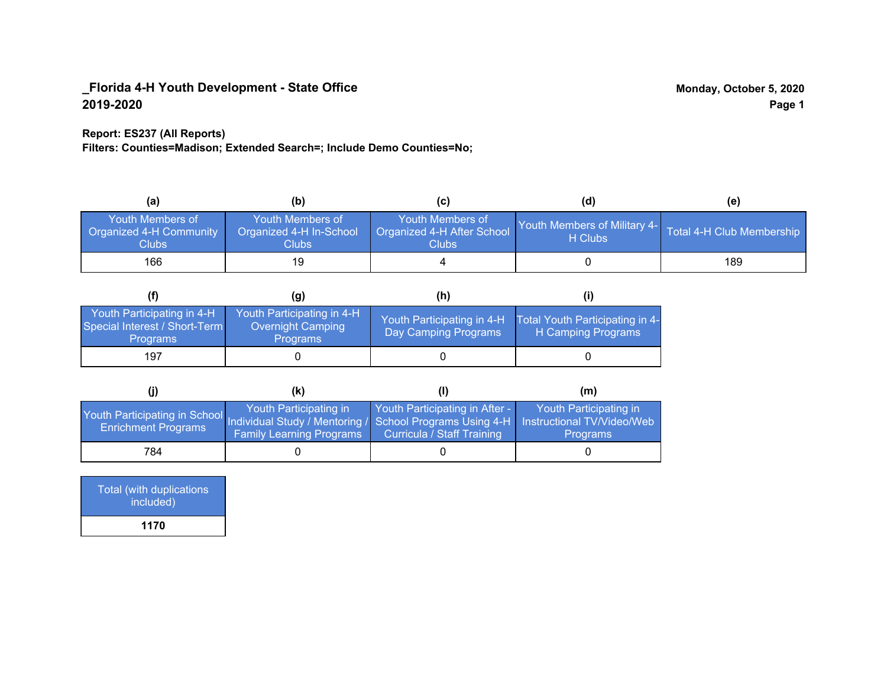**_Florida 4-H Youth Development - State Office**
**2019-2020**

**Monday, October 5, 2020**

**Report: ES237 (All Reports)**
**Filters: Counties=Madison; Extended Search=; Include Demo Counties=No;**

| (a) | (b) | (c) | (d) | (e) |
|---|---|---|---|---|
| Youth Members of Organized 4-H Community Clubs | Youth Members of Organized 4-H In-School Clubs | Youth Members of Organized 4-H After School Clubs | Youth Members of Military 4-H Clubs | Total 4-H Club Membership |
| 166 | 19 | 4 | 0 | 189 |

| (f) | (g) | (h) | (i) |
|---|---|---|---|
| Youth Participating in 4-H Special Interest / Short-Term Programs | Youth Participating in 4-H Overnight Camping Programs | Youth Participating in 4-H Day Camping Programs | Total Youth Participating in 4-H Camping Programs |
| 197 | 0 | 0 | 0 |

| (j) | (k) | (l) | (m) |
|---|---|---|---|
| Youth Participating in School Enrichment Programs | Youth Participating in Individual Study / Mentoring / Family Learning Programs | Youth Participating in After - School Programs Using 4-H Curricula / Staff Training | Youth Participating in Instructional TV/Video/Web Programs |
| 784 | 0 | 0 | 0 |

| Total (with duplications included) |
|---|
| **1170** |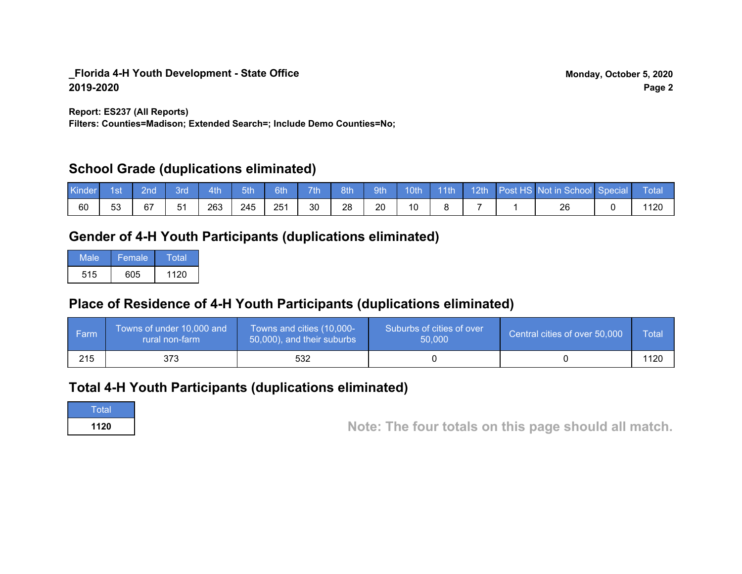**_Florida 4-H Youth Development - State Office**
**2019-2020**

**Monday, October 5, 2020**

**Report: ES237 (All Reports)**
**Filters: Counties=Madison; Extended Search=; Include Demo Counties=No;**

## School Grade (duplications eliminated)

| Kinder | 1st | 2nd | 3rd | 4th | 5th | 6th | 7th | 8th | 9th | 10th | 11th | 12th | Post HS | Not in School | Special | Total |
|---|---|---|---|---|---|---|---|---|---|---|---|---|---|---|---|---|
| 60 | 53 | 67 | 51 | 263 | 245 | 251 | 30 | 28 | 20 | 10 | 8 | 7 | 1 | 26 | 0 | 1120 |

## Gender of 4-H Youth Participants (duplications eliminated)

| Male | Female | Total |
|---|---|---|
| 515 | 605 | 1120 |

## Place of Residence of 4-H Youth Participants (duplications eliminated)

| Farm | Towns of under 10,000 and rural non-farm | Towns and cities (10,000-50,000), and their suburbs | Suburbs of cities of over 50,000 | Central cities of over 50,000 | Total |
|---|---|---|---|---|---|
| 215 | 373 | 532 | 0 | 0 | 1120 |

## Total 4-H Youth Participants (duplications eliminated)

| Total |
|---|
| **1120** |

**Note: The four totals on this page should all match.**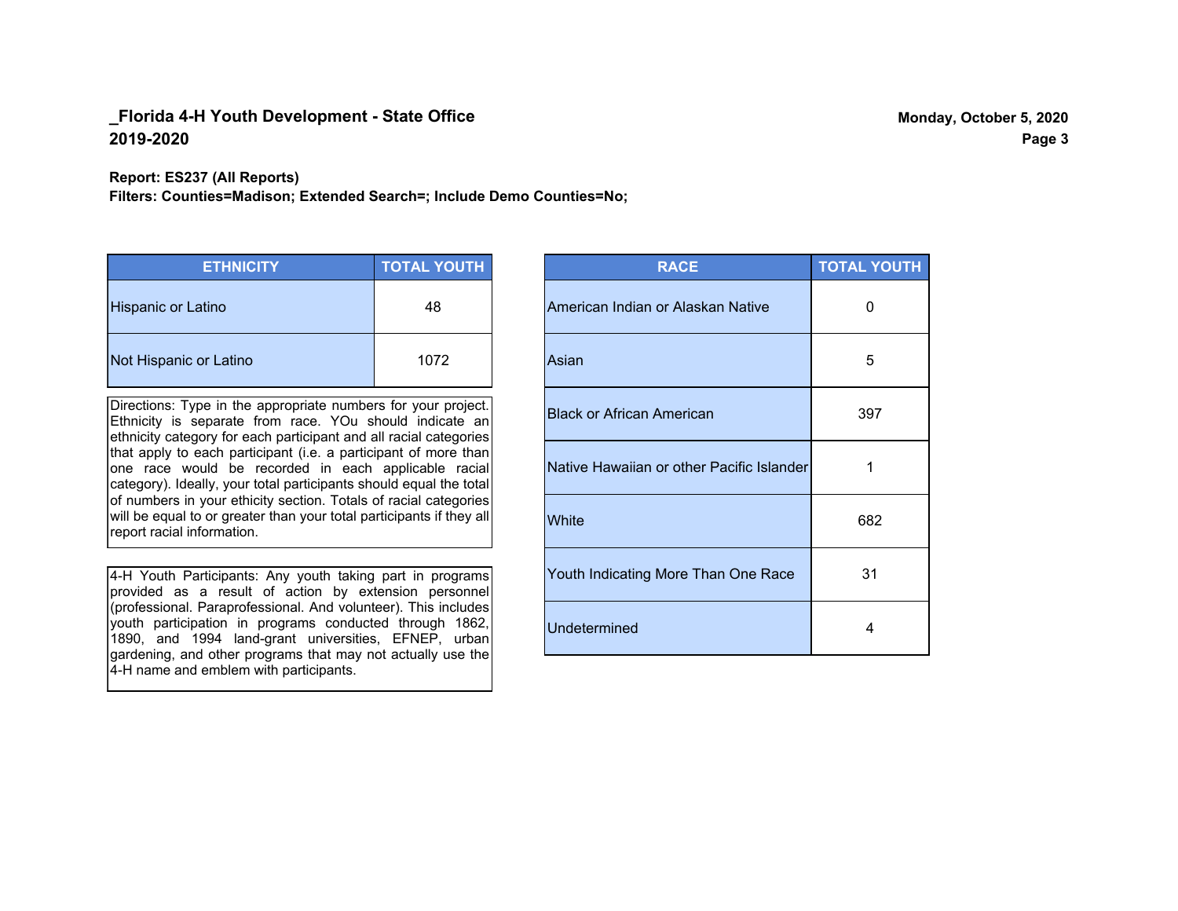## _Florida 4-H Youth Development - State Office
## 2019-2020

**Monday, October 5, 2020**

**Report: ES237 (All Reports)**
**Filters: Counties=Madison; Extended Search=; Include Demo Counties=No;**

| ETHNICITY | TOTAL YOUTH |
|---|---|
| Hispanic or Latino | 48 |
| Not Hispanic or Latino | 1072 |

Directions: Type in the appropriate numbers for your project. Ethnicity is separate from race. YOu should indicate an ethnicity category for each participant and all racial categories that apply to each participant (i.e. a participant of more than one race would be recorded in each applicable racial category). Ideally, your total participants should equal the total of numbers in your ethicity section. Totals of racial categories will be equal to or greater than your total participants if they all report racial information.

4-H Youth Participants: Any youth taking part in programs provided as a result of action by extension personnel (professional. Paraprofessional. And volunteer). This includes youth participation in programs conducted through 1862, 1890, and 1994 land-grant universities, EFNEP, urban gardening, and other programs that may not actually use the 4-H name and emblem with participants.

| RACE | TOTAL YOUTH |
|---|---|
| American Indian or Alaskan Native | 0 |
| Asian | 5 |
| Black or African American | 397 |
| Native Hawaiian or other Pacific Islander | 1 |
| White | 682 |
| Youth Indicating More Than One Race | 31 |
| Undetermined | 4 |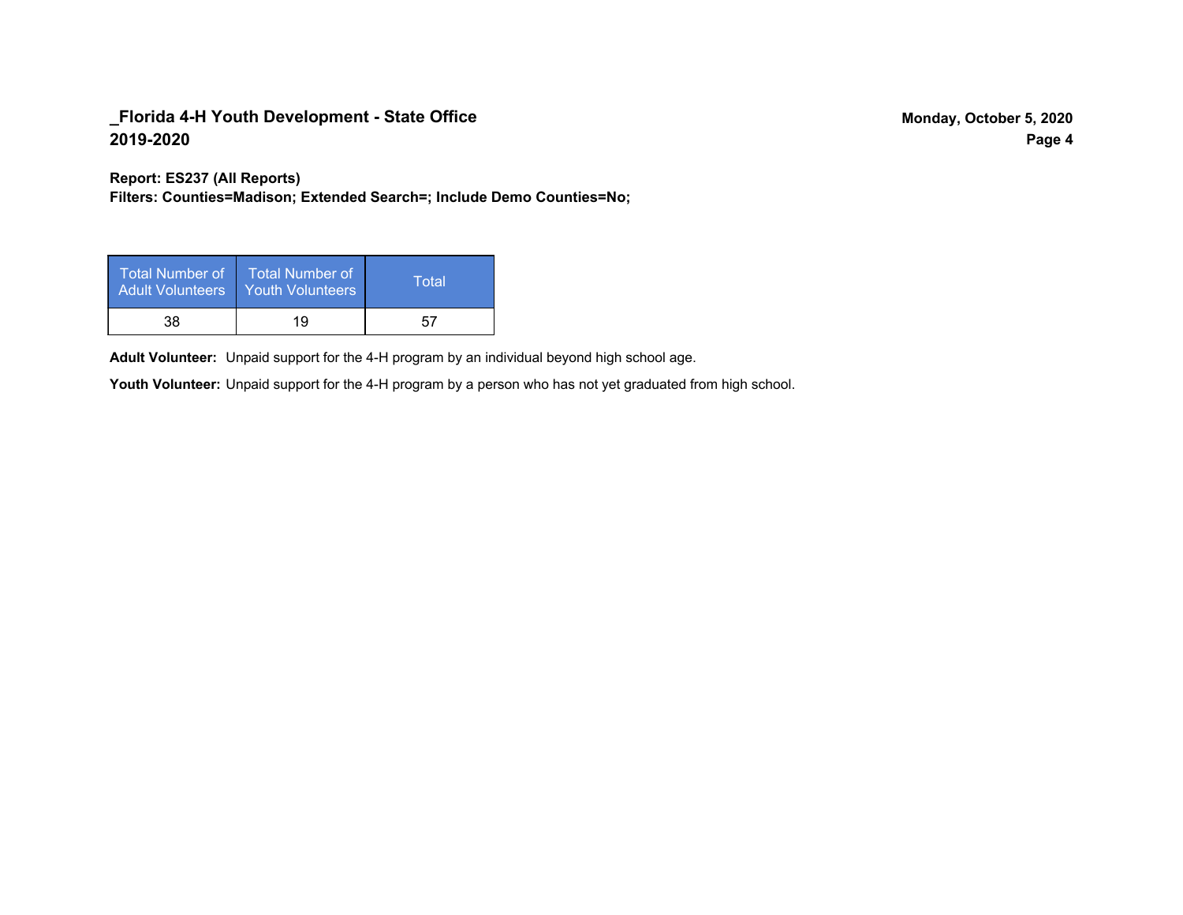**_Florida 4-H Youth Development - State Office**
**2019-2020**

**Monday, October 5, 2020**

**Report: ES237 (All Reports)**
**Filters: Counties=Madison; Extended Search=; Include Demo Counties=No;**

| Total Number of Adult Volunteers | Total Number of Youth Volunteers | Total |
|---|---|---|
| 38 | 19 | 57 |

**Adult Volunteer:** Unpaid support for the 4-H program by an individual beyond high school age.

**Youth Volunteer:** Unpaid support for the 4-H program by a person who has not yet graduated from high school.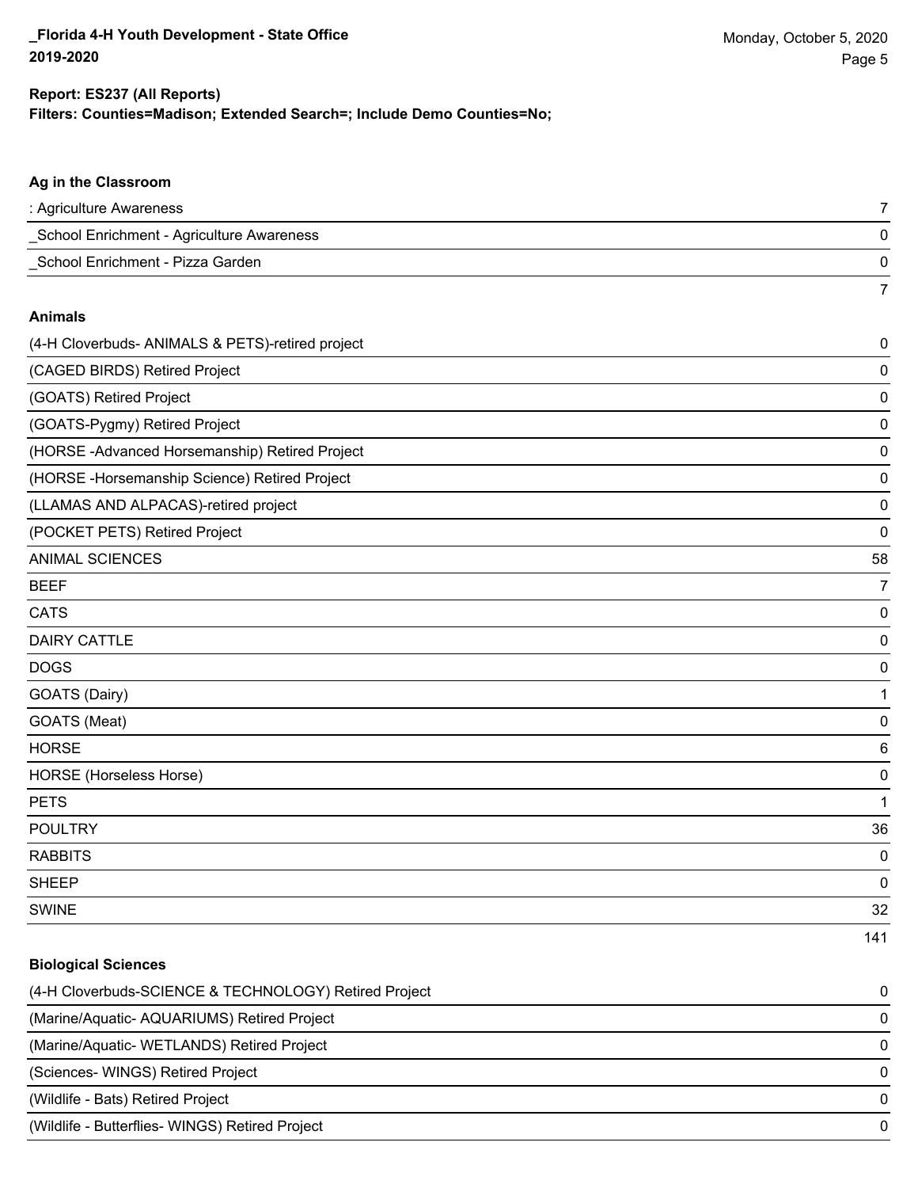**_Florida 4-H Youth Development - State Office**
**2019-2020**

Monday, October 5, 2020

**Report: ES237 (All Reports)**
**Filters: Counties=Madison; Extended Search=; Include Demo Counties=No;**

### Ag in the Classroom

| | |
|---|---|
| : Agriculture Awareness | 7 |
| _School Enrichment - Agriculture Awareness | 0 |
| _School Enrichment - Pizza Garden | 0 |
| | 7 |

### Animals

| | |
|---|---|
| (4-H Cloverbuds- ANIMALS & PETS)-retired project | 0 |
| (CAGED BIRDS) Retired Project | 0 |
| (GOATS) Retired Project | 0 |
| (GOATS-Pygmy) Retired Project | 0 |
| (HORSE -Advanced Horsemanship) Retired Project | 0 |
| (HORSE -Horsemanship Science) Retired Project | 0 |
| (LLAMAS AND ALPACAS)-retired project | 0 |
| (POCKET PETS) Retired Project | 0 |
| ANIMAL SCIENCES | 58 |
| BEEF | 7 |
| CATS | 0 |
| DAIRY CATTLE | 0 |
| DOGS | 0 |
| GOATS (Dairy) | 1 |
| GOATS (Meat) | 0 |
| HORSE | 6 |
| HORSE (Horseless Horse) | 0 |
| PETS | 1 |
| POULTRY | 36 |
| RABBITS | 0 |
| SHEEP | 0 |
| SWINE | 32 |
| | 141 |

### Biological Sciences

| | |
|---|---|
| (4-H Cloverbuds-SCIENCE & TECHNOLOGY) Retired Project | 0 |
| (Marine/Aquatic- AQUARIUMS) Retired Project | 0 |
| (Marine/Aquatic- WETLANDS) Retired Project | 0 |
| (Sciences- WINGS) Retired Project | 0 |
| (Wildlife - Bats) Retired Project | 0 |
| (Wildlife - Butterflies- WINGS) Retired Project | 0 |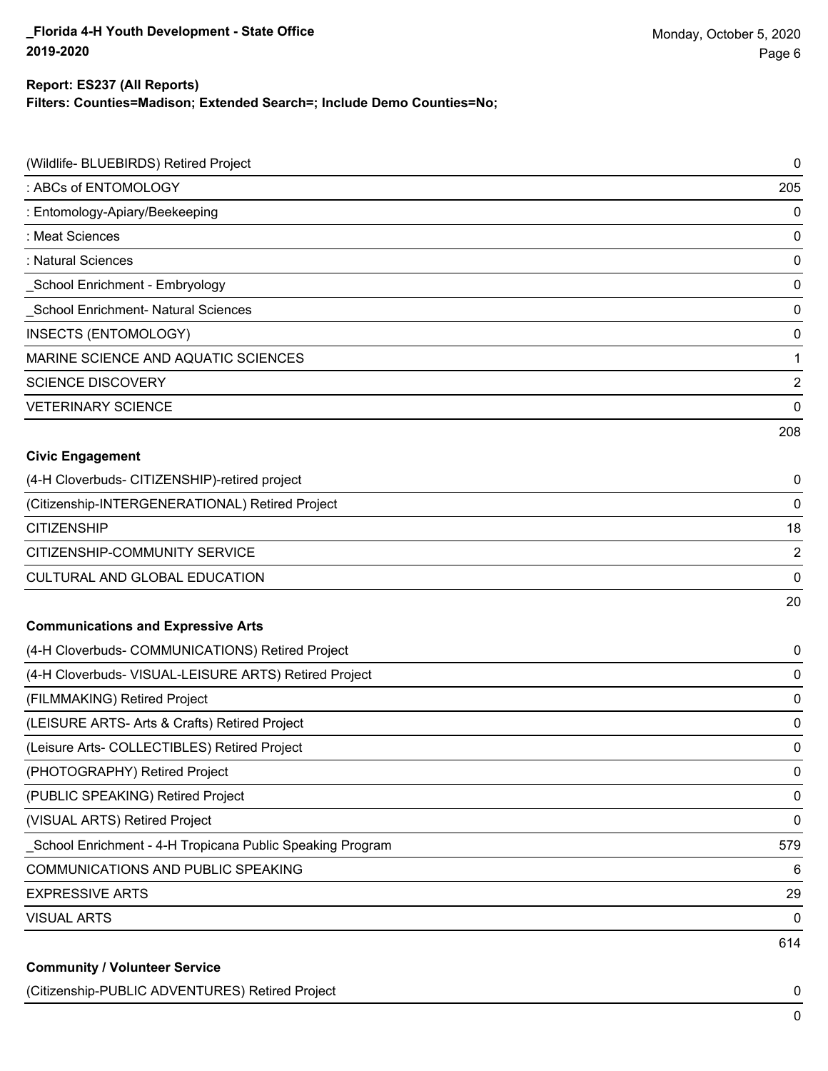**Report: ES237 (All Reports)**
**Filters: Counties=Madison; Extended Search=; Include Demo Counties=No;**

| | |
|---|---|
| (Wildlife- BLUEBIRDS) Retired Project | 0 |
| : ABCs of ENTOMOLOGY | 205 |
| : Entomology-Apiary/Beekeeping | 0 |
| : Meat Sciences | 0 |
| : Natural Sciences | 0 |
| _School Enrichment - Embryology | 0 |
| _School Enrichment- Natural Sciences | 0 |
| INSECTS (ENTOMOLOGY) | 0 |
| MARINE SCIENCE AND AQUATIC SCIENCES | 1 |
| SCIENCE DISCOVERY | 2 |
| VETERINARY SCIENCE | 0 |
| | 208 |

**Civic Engagement**

| | |
|---|---|
| (4-H Cloverbuds- CITIZENSHIP)-retired project | 0 |
| (Citizenship-INTERGENERATIONAL) Retired Project | 0 |
| CITIZENSHIP | 18 |
| CITIZENSHIP-COMMUNITY SERVICE | 2 |
| CULTURAL AND GLOBAL EDUCATION | 0 |
| | 20 |

**Communications and Expressive Arts**

| | |
|---|---|
| (4-H Cloverbuds- COMMUNICATIONS) Retired Project | 0 |
| (4-H Cloverbuds- VISUAL-LEISURE ARTS) Retired Project | 0 |
| (FILMMAKING) Retired Project | 0 |
| (LEISURE ARTS- Arts & Crafts) Retired Project | 0 |
| (Leisure Arts- COLLECTIBLES) Retired Project | 0 |
| (PHOTOGRAPHY) Retired Project | 0 |
| (PUBLIC SPEAKING) Retired Project | 0 |
| (VISUAL ARTS) Retired Project | 0 |
| _School Enrichment - 4-H Tropicana Public Speaking Program | 579 |
| COMMUNICATIONS AND PUBLIC SPEAKING | 6 |
| EXPRESSIVE ARTS | 29 |
| VISUAL ARTS | 0 |
| | 614 |

**Community / Volunteer Service**

| | |
|---|---|
| (Citizenship-PUBLIC ADVENTURES) Retired Project | 0 |
| | 0 |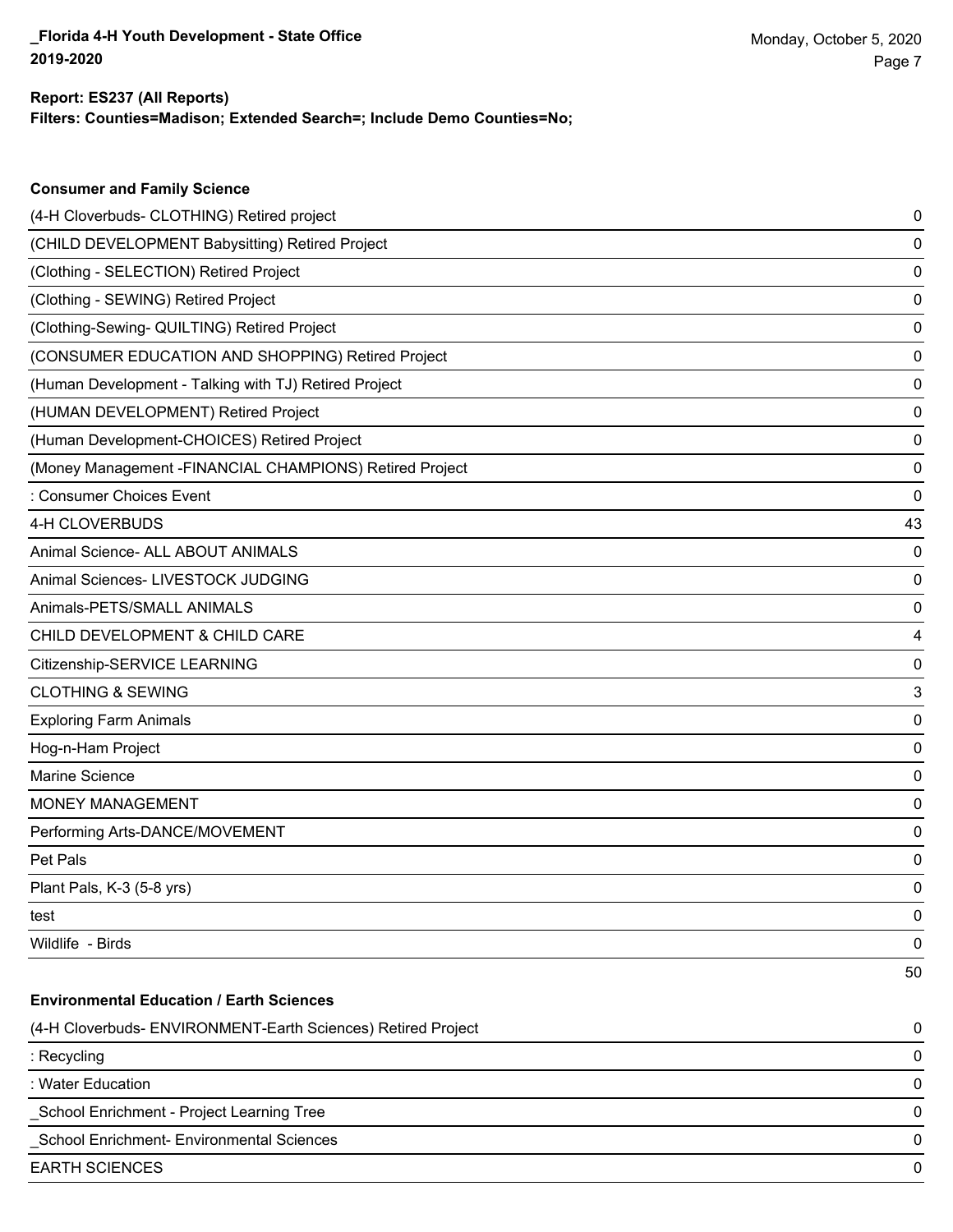**Report: ES237 (All Reports)**
**Filters: Counties=Madison; Extended Search=; Include Demo Counties=No;**

### Consumer and Family Science

| | |
|---|---|
| (4-H Cloverbuds- CLOTHING) Retired project | 0 |
| (CHILD DEVELOPMENT Babysitting) Retired Project | 0 |
| (Clothing - SELECTION) Retired Project | 0 |
| (Clothing - SEWING) Retired Project | 0 |
| (Clothing-Sewing- QUILTING) Retired Project | 0 |
| (CONSUMER EDUCATION AND SHOPPING) Retired Project | 0 |
| (Human Development - Talking with TJ) Retired Project | 0 |
| (HUMAN DEVELOPMENT) Retired Project | 0 |
| (Human Development-CHOICES) Retired Project | 0 |
| (Money Management -FINANCIAL CHAMPIONS) Retired Project | 0 |
| : Consumer Choices Event | 0 |
| 4-H CLOVERBUDS | 43 |
| Animal Science- ALL ABOUT ANIMALS | 0 |
| Animal Sciences- LIVESTOCK JUDGING | 0 |
| Animals-PETS/SMALL ANIMALS | 0 |
| CHILD DEVELOPMENT & CHILD CARE | 4 |
| Citizenship-SERVICE LEARNING | 0 |
| CLOTHING & SEWING | 3 |
| Exploring Farm Animals | 0 |
| Hog-n-Ham Project | 0 |
| Marine Science | 0 |
| MONEY MANAGEMENT | 0 |
| Performing Arts-DANCE/MOVEMENT | 0 |
| Pet Pals | 0 |
| Plant Pals, K-3 (5-8 yrs) | 0 |
| test | 0 |
| Wildlife - Birds | 0 |
| | 50 |

### Environmental Education / Earth Sciences

| | |
|---|---|
| (4-H Cloverbuds- ENVIRONMENT-Earth Sciences) Retired Project | 0 |
| : Recycling | 0 |
| : Water Education | 0 |
| _School Enrichment - Project Learning Tree | 0 |
| _School Enrichment- Environmental Sciences | 0 |
| EARTH SCIENCES | 0 |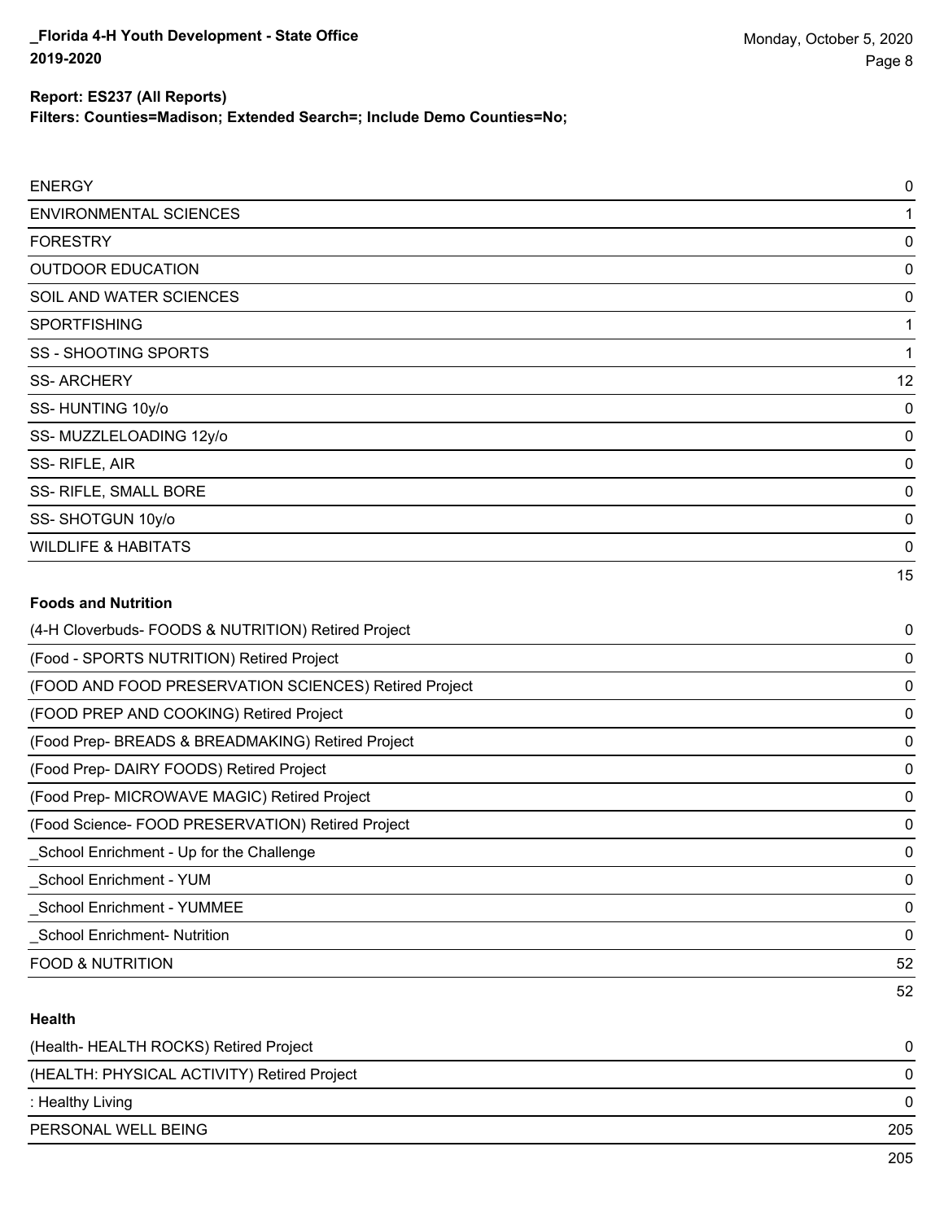| | |
|---|---|
| ENERGY | 0 |
| ENVIRONMENTAL SCIENCES | 1 |
| FORESTRY | 0 |
| OUTDOOR EDUCATION | 0 |
| SOIL AND WATER SCIENCES | 0 |
| SPORTFISHING | 1 |
| SS - SHOOTING SPORTS | 1 |
| SS- ARCHERY | 12 |
| SS- HUNTING 10y/o | 0 |
| SS- MUZZLELOADING 12y/o | 0 |
| SS- RIFLE, AIR | 0 |
| SS- RIFLE, SMALL BORE | 0 |
| SS- SHOTGUN 10y/o | 0 |
| WILDLIFE & HABITATS | 0 |
| | 15 |

**Foods and Nutrition**

| | |
|---|---|
| (4-H Cloverbuds- FOODS & NUTRITION) Retired Project | 0 |
| (Food - SPORTS NUTRITION) Retired Project | 0 |
| (FOOD AND FOOD PRESERVATION SCIENCES) Retired Project | 0 |
| (FOOD PREP AND COOKING) Retired Project | 0 |
| (Food Prep- BREADS & BREADMAKING) Retired Project | 0 |
| (Food Prep- DAIRY FOODS) Retired Project | 0 |
| (Food Prep- MICROWAVE MAGIC) Retired Project | 0 |
| (Food Science- FOOD PRESERVATION) Retired Project | 0 |
| _School Enrichment - Up for the Challenge | 0 |
| _School Enrichment - YUM | 0 |
| _School Enrichment - YUMMEE | 0 |
| _School Enrichment- Nutrition | 0 |
| FOOD & NUTRITION | 52 |
| | 52 |

**Health**

| | |
|---|---|
| (Health- HEALTH ROCKS) Retired Project | 0 |
| (HEALTH: PHYSICAL ACTIVITY) Retired Project | 0 |
| : Healthy Living | 0 |
| PERSONAL WELL BEING | 205 |
| | 205 |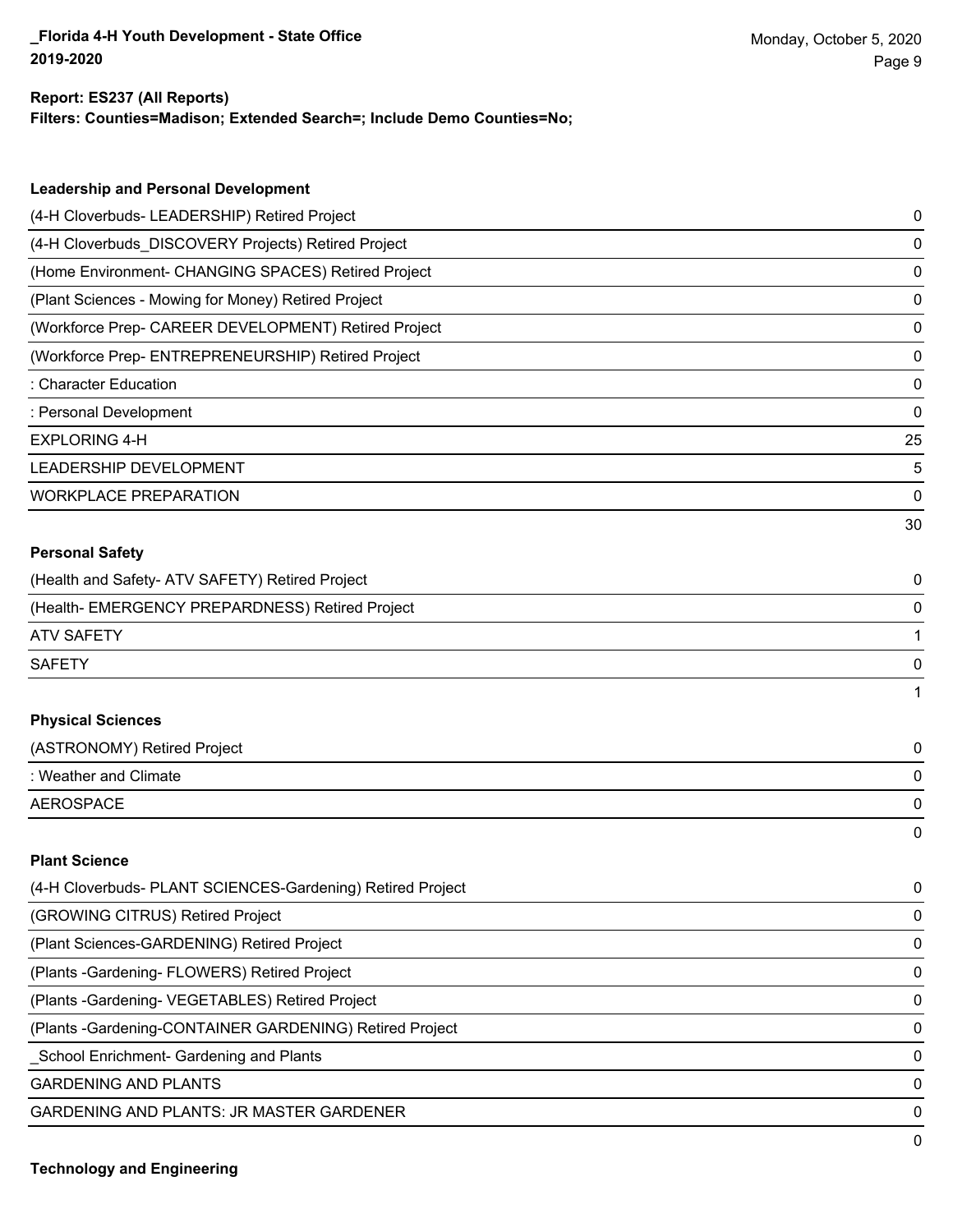**Report: ES237 (All Reports)**
**Filters: Counties=Madison; Extended Search=; Include Demo Counties=No;**

### Leadership and Personal Development

| | |
|---|---|
| (4-H Cloverbuds- LEADERSHIP) Retired Project | 0 |
| (4-H Cloverbuds_DISCOVERY Projects) Retired Project | 0 |
| (Home Environment- CHANGING SPACES) Retired Project | 0 |
| (Plant Sciences - Mowing for Money) Retired Project | 0 |
| (Workforce Prep- CAREER DEVELOPMENT) Retired Project | 0 |
| (Workforce Prep- ENTREPRENEURSHIP) Retired Project | 0 |
| : Character Education | 0 |
| : Personal Development | 0 |
| EXPLORING 4-H | 25 |
| LEADERSHIP DEVELOPMENT | 5 |
| WORKPLACE PREPARATION | 0 |
| | 30 |

### Personal Safety

| | |
|---|---|
| (Health and Safety- ATV SAFETY) Retired Project | 0 |
| (Health- EMERGENCY PREPARDNESS) Retired Project | 0 |
| ATV SAFETY | 1 |
| SAFETY | 0 |
| | 1 |

### Physical Sciences

| | |
|---|---|
| (ASTRONOMY) Retired Project | 0 |
| : Weather and Climate | 0 |
| AEROSPACE | 0 |
| | 0 |

### Plant Science

| | |
|---|---|
| (4-H Cloverbuds- PLANT SCIENCES-Gardening) Retired Project | 0 |
| (GROWING CITRUS) Retired Project | 0 |
| (Plant Sciences-GARDENING) Retired Project | 0 |
| (Plants -Gardening- FLOWERS) Retired Project | 0 |
| (Plants -Gardening- VEGETABLES) Retired Project | 0 |
| (Plants -Gardening-CONTAINER GARDENING) Retired Project | 0 |
| _School Enrichment- Gardening and Plants | 0 |
| GARDENING AND PLANTS | 0 |
| GARDENING AND PLANTS: JR MASTER GARDENER | 0 |
| | 0 |

### Technology and Engineering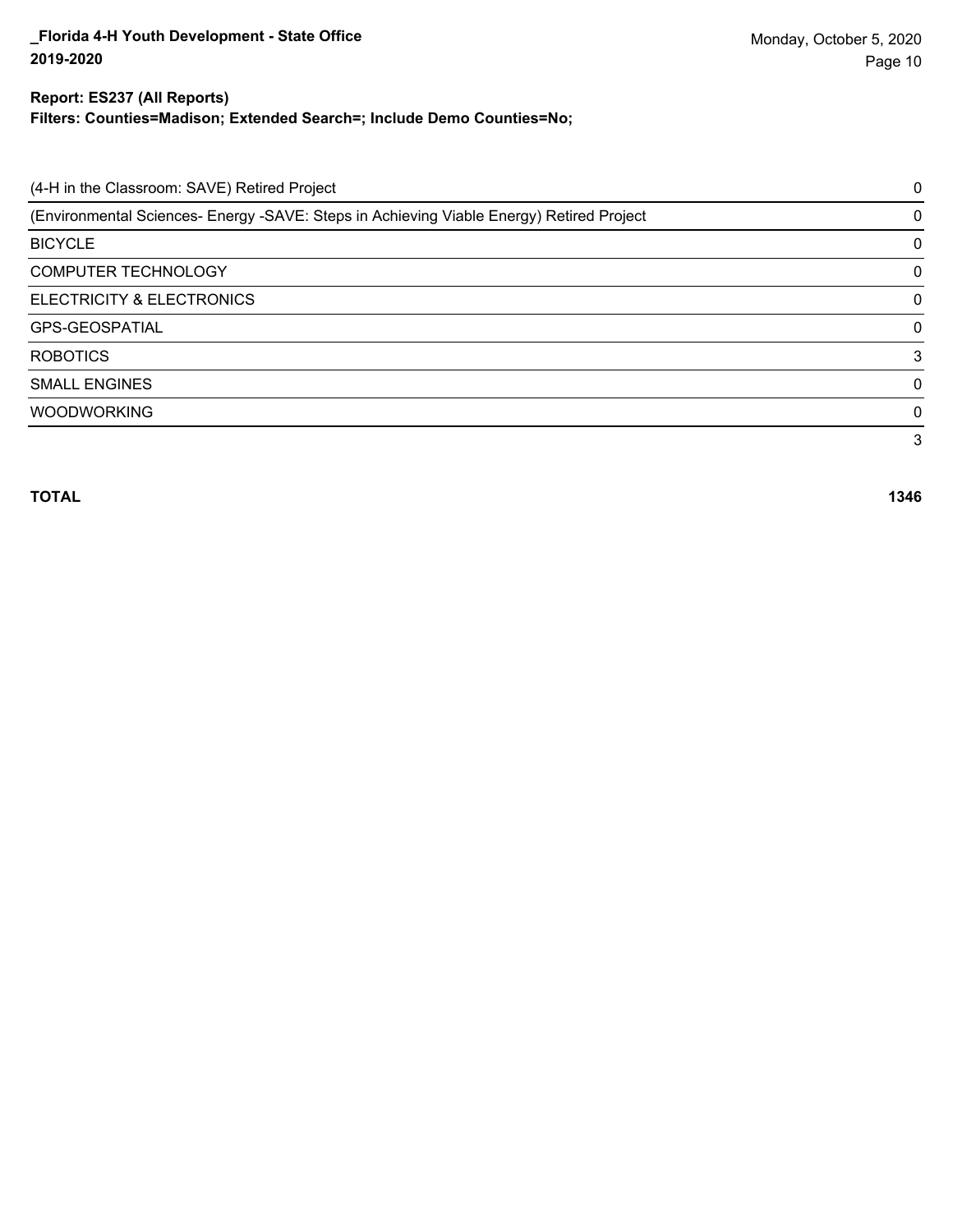**Report: ES237 (All Reports)**
**Filters: Counties=Madison; Extended Search=; Include Demo Counties=No;**

| | |
|---|---|
| (4-H in the Classroom: SAVE) Retired Project | 0 |
| (Environmental Sciences- Energy -SAVE: Steps in Achieving Viable Energy) Retired Project | 0 |
| BICYCLE | 0 |
| COMPUTER TECHNOLOGY | 0 |
| ELECTRICITY & ELECTRONICS | 0 |
| GPS-GEOSPATIAL | 0 |
| ROBOTICS | 3 |
| SMALL ENGINES | 0 |
| WOODWORKING | 0 |
| | 3 |

**TOTAL** **1346**